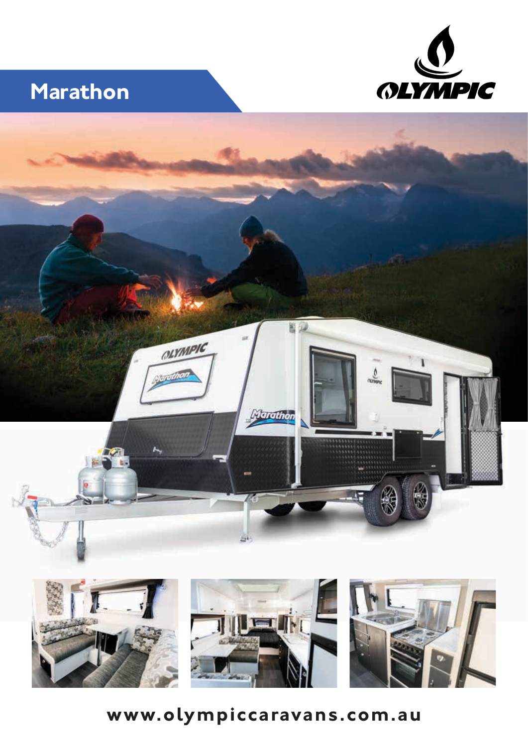# Marathon

www.olympiccaravans.com.au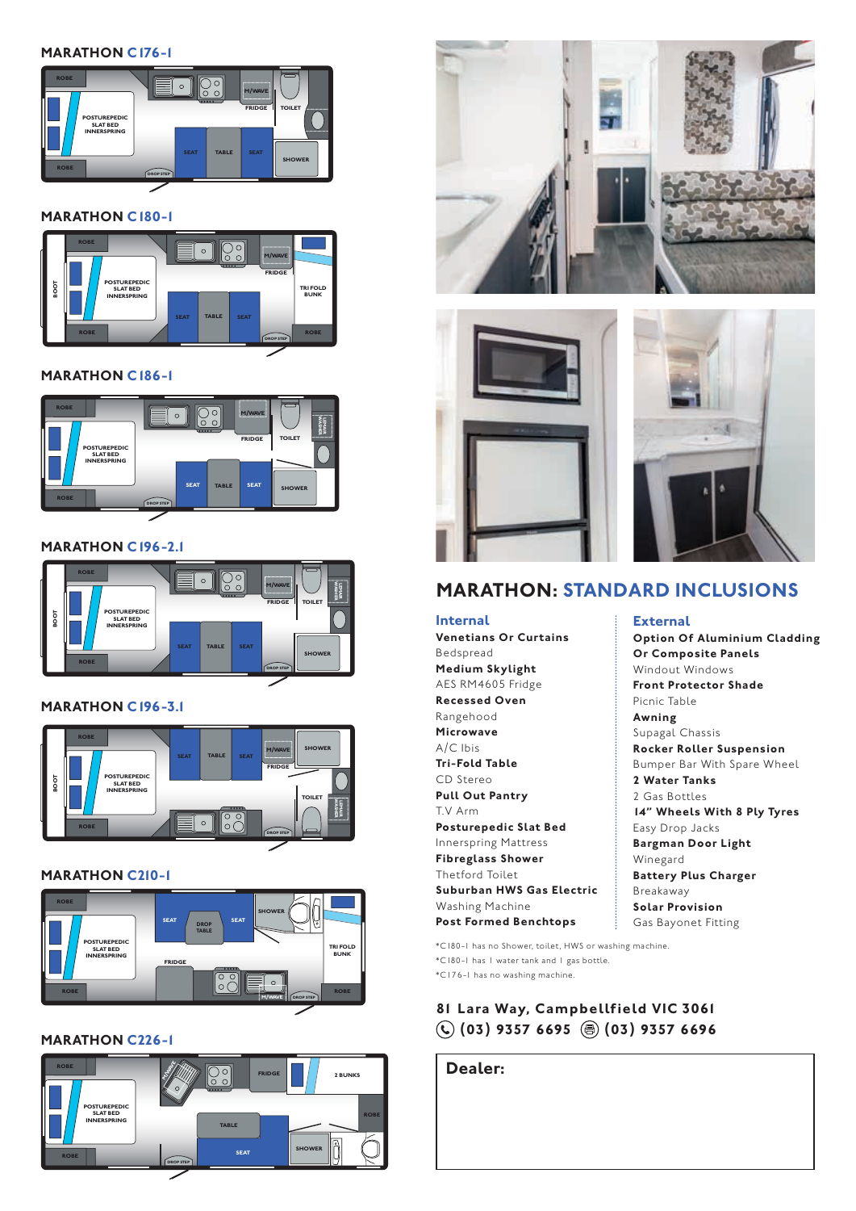## MARATHON C176-1

## MARATHON C180-1

## MARATHON C186-1

## MARATHON C196-2.1

## MARATHON C196-3.1

## MARATHON C210-1

## MARATHON C226-1

# MARATHON: STANDARD INCLUSIONS

### Internal

**Venetians Or Curtains**
Bedspread
**Medium Skylight**
AES RM4605 Fridge
**Recessed Oven**
Rangehood
**Microwave**
A/C Ibis
**Tri-Fold Table**
CD Stereo
**Pull Out Pantry**
T.V Arm
**Posturepedic Slat Bed**
Innerspring Mattress
**Fibreglass Shower**
Thetford Toilet
**Suburban HWS Gas Electric**
Washing Machine
**Post Formed Benchtops**

### External

**Option Of Aluminium Cladding Or Composite Panels**
Windout Windows
**Front Protector Shade**
Picnic Table
**Awning**
Supagal Chassis
**Rocker Roller Suspension**
Bumper Bar With Spare Wheel
**2 Water Tanks**
2 Gas Bottles
**14" Wheels With 8 Ply Tyres**
Easy Drop Jacks
**Bargman Door Light**
Winegard
**Battery Plus Charger**
Breakaway
**Solar Provision**
Gas Bayonet Fitting

*C180-1 has no Shower, toilet, HWS or washing machine.
*C180-1 has 1 water tank and 1 gas bottle.
*C176-1 has no washing machine.

**81 Lara Way, Campbellfield VIC 3061**
**(03) 9357 6695 (03) 9357 6696**

**Dealer:**